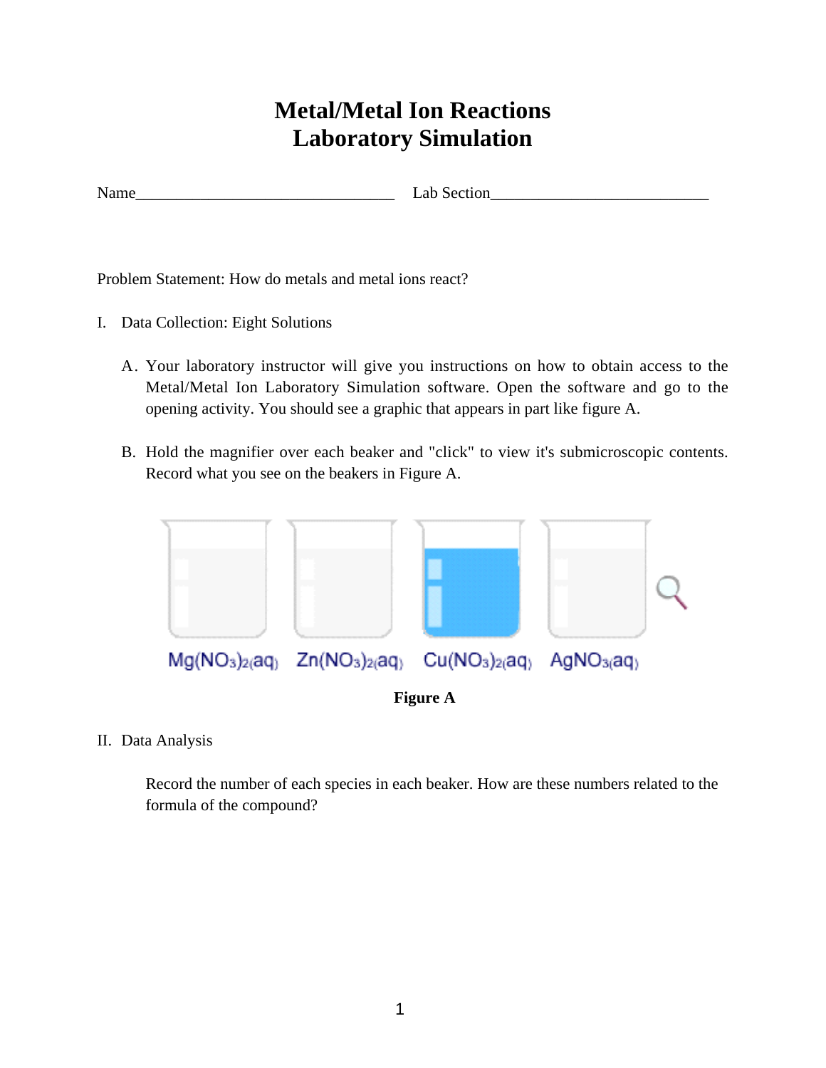# Metal/Metal Ion Reactions
# Laboratory Simulation

Name_________________________________ Lab Section___________________________

Problem Statement: How do metals and metal ions react?

I. Data Collection: Eight Solutions

A. Your laboratory instructor will give you instructions on how to obtain access to the Metal/Metal Ion Laboratory Simulation software. Open the software and go to the opening activity. You should see a graphic that appears in part like figure A.

B. Hold the magnifier over each beaker and "click" to view it's submicroscopic contents. Record what you see on the beakers in Figure A.

$Mg(NO_3)_{2(aq)}$ $Zn(NO_3)_{2(aq)}$ $Cu(NO_3)_{2(aq)}$ $AgNO_{3(aq)}$

**Figure A**

II. Data Analysis

Record the number of each species in each beaker. How are these numbers related to the formula of the compound?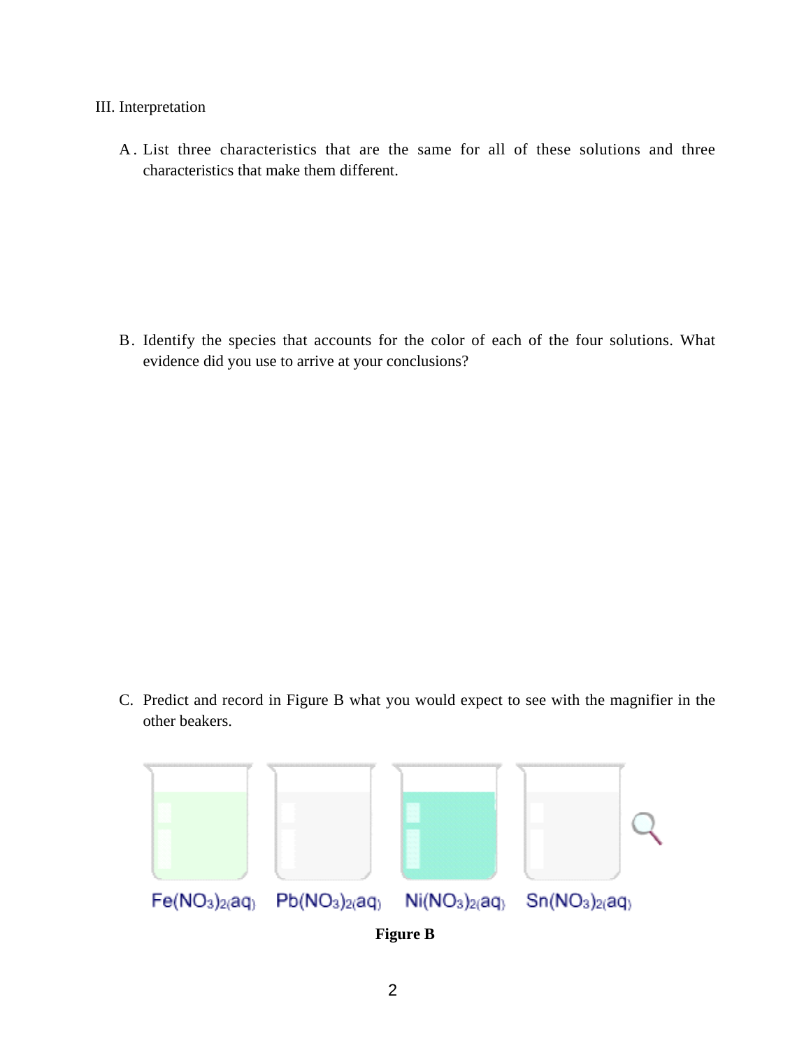III. Interpretation

A. List three characteristics that are the same for all of these solutions and three characteristics that make them different.

B. Identify the species that accounts for the color of each of the four solutions. What evidence did you use to arrive at your conclusions?

C. Predict and record in Figure B what you would expect to see with the magnifier in the other beakers.

$Fe(NO_3)_{2(aq)}$ $Pb(NO_3)_{2(aq)}$ $Ni(NO_3)_{2(aq)}$ $Sn(NO_3)_{2(aq)}$

**Figure B**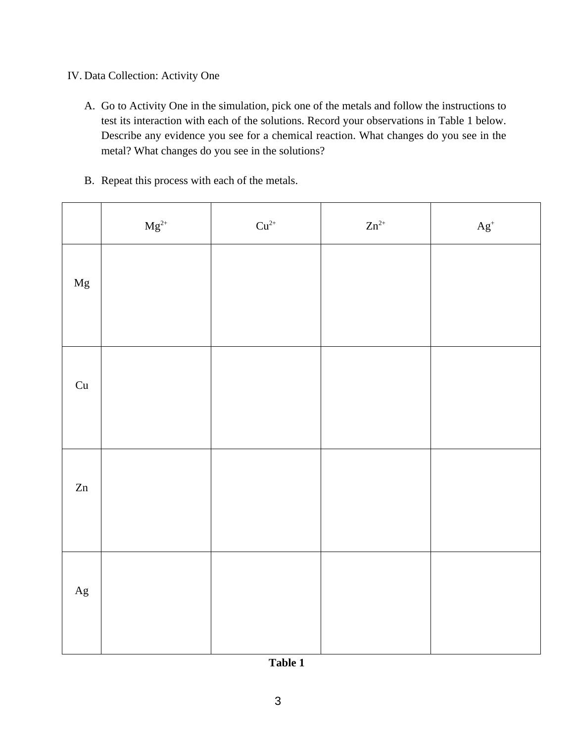IV. Data Collection: Activity One

A. Go to Activity One in the simulation, pick one of the metals and follow the instructions to test its interaction with each of the solutions. Record your observations in Table 1 below. Describe any evidence you see for a chemical reaction. What changes do you see in the metal? What changes do you see in the solutions?

B. Repeat this process with each of the metals.

| | $Mg^{2+}$ | $Cu^{2+}$ | $Zn^{2+}$ | $Ag^{+}$ |
|---|---|---|---|---|
| Mg | | | | |
| Cu | | | | |
| Zn | | | | |
| Ag | | | | |

**Table 1**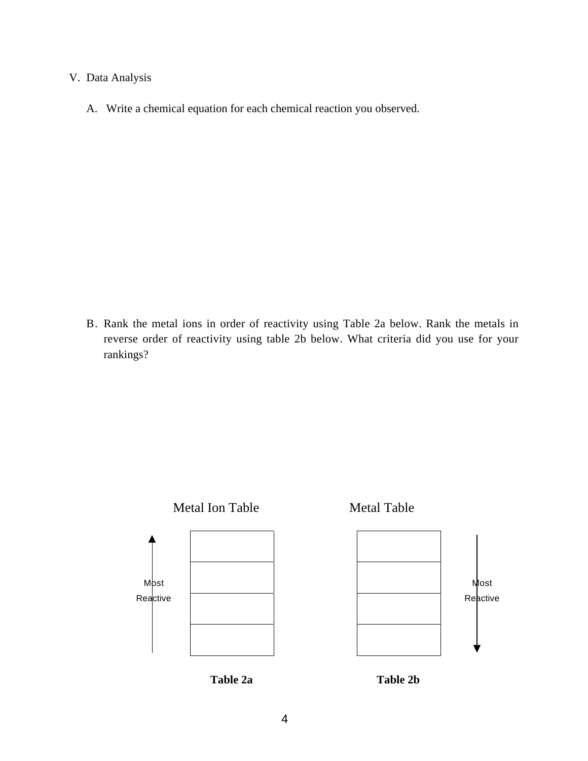## V. Data Analysis

A. Write a chemical equation for each chemical reaction you observed.

B. Rank the metal ions in order of reactivity using Table 2a below. Rank the metals in reverse order of reactivity using table 2b below. What criteria did you use for your rankings?

Metal Ion Table

| ↑ Most Reactive |
| --- |
| |
| |
| |
| |

**Table 2a**

Metal Table

| ↓ Most Reactive |
| --- |
| |
| |
| |
| |

**Table 2b**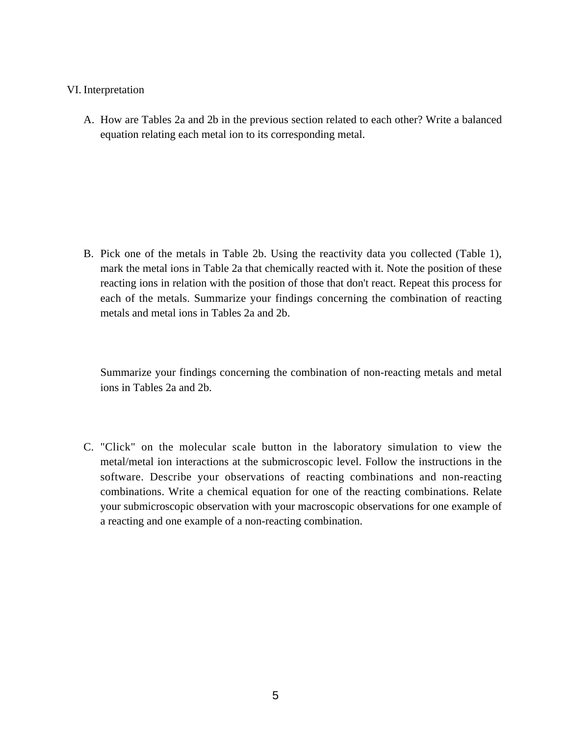## VI. Interpretation

A. How are Tables 2a and 2b in the previous section related to each other? Write a balanced equation relating each metal ion to its corresponding metal.

B. Pick one of the metals in Table 2b. Using the reactivity data you collected (Table 1), mark the metal ions in Table 2a that chemically reacted with it. Note the position of these reacting ions in relation with the position of those that don't react. Repeat this process for each of the metals. Summarize your findings concerning the combination of reacting metals and metal ions in Tables 2a and 2b.

   Summarize your findings concerning the combination of non-reacting metals and metal ions in Tables 2a and 2b.

C. "Click" on the molecular scale button in the laboratory simulation to view the metal/metal ion interactions at the submicroscopic level. Follow the instructions in the software. Describe your observations of reacting combinations and non-reacting combinations. Write a chemical equation for one of the reacting combinations. Relate your submicroscopic observation with your macroscopic observations for one example of a reacting and one example of a non-reacting combination.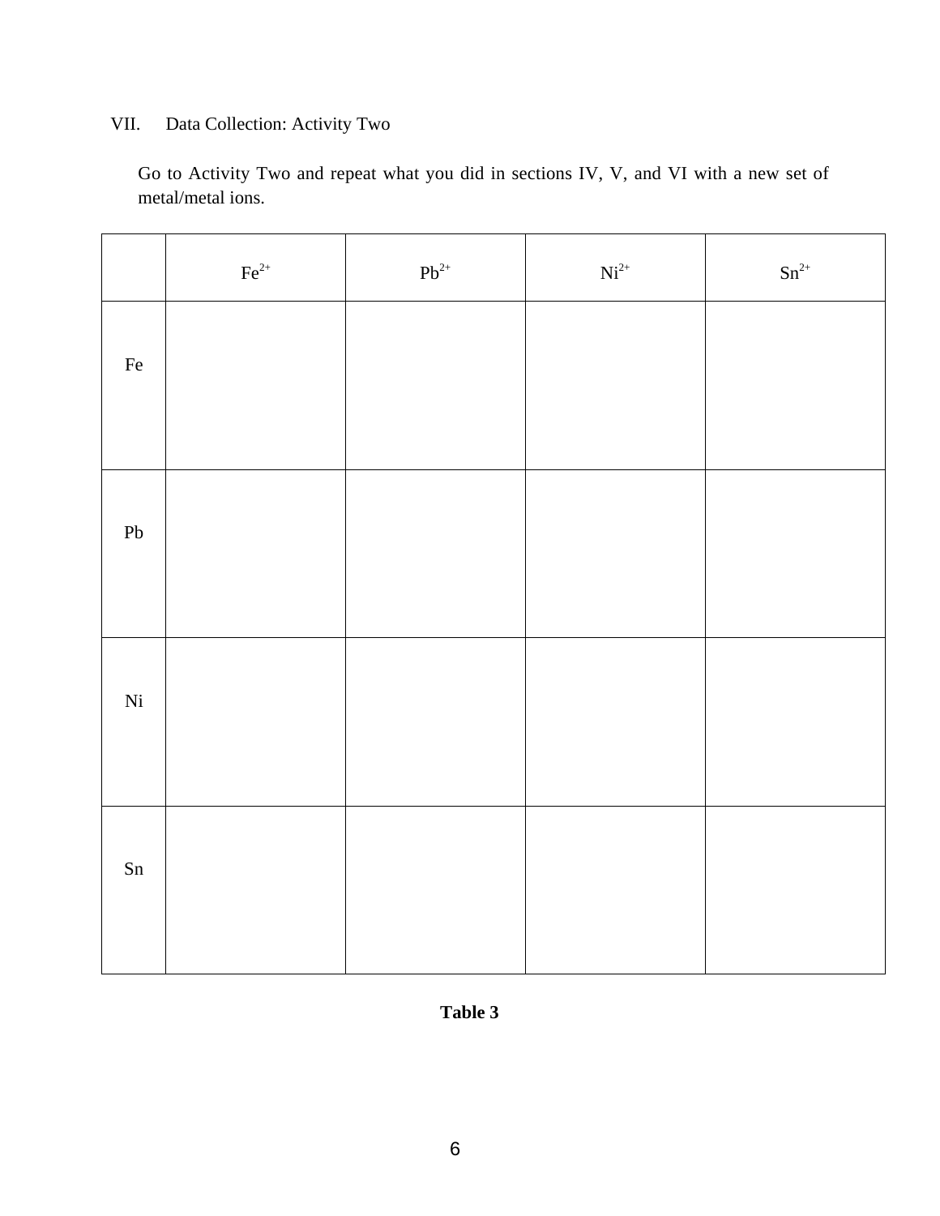## VII. Data Collection: Activity Two

Go to Activity Two and repeat what you did in sections IV, V, and VI with a new set of metal/metal ions.

| | $Fe^{2+}$ | $Pb^{2+}$ | $Ni^{2+}$ | $Sn^{2+}$ |
|---|---|---|---|---|
| Fe | | | | |
| Pb | | | | |
| Ni | | | | |
| Sn | | | | |

**Table 3**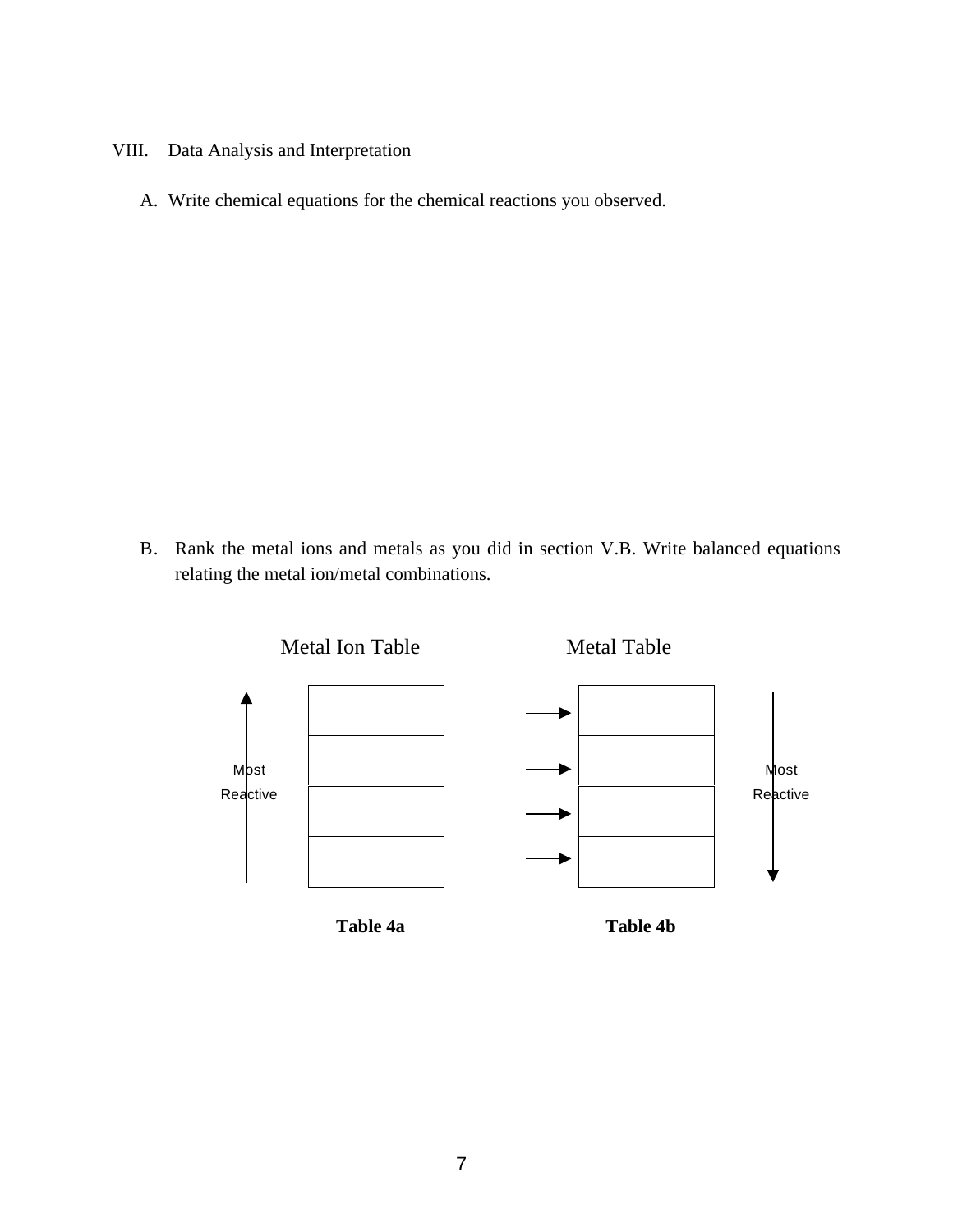VIII. Data Analysis and Interpretation

A. Write chemical equations for the chemical reactions you observed.

B. Rank the metal ions and metals as you did in section V.B. Write balanced equations relating the metal ion/metal combinations.

Metal Ion Table

| ↑ Most Reactive | |
|---|---|
| | |
| | |
| | |
| | |

**Table 4a**

Metal Table

| | ↓ Most Reactive |
|---|---|
| → | |
| → | |
| → | |
| → | |

**Table 4b**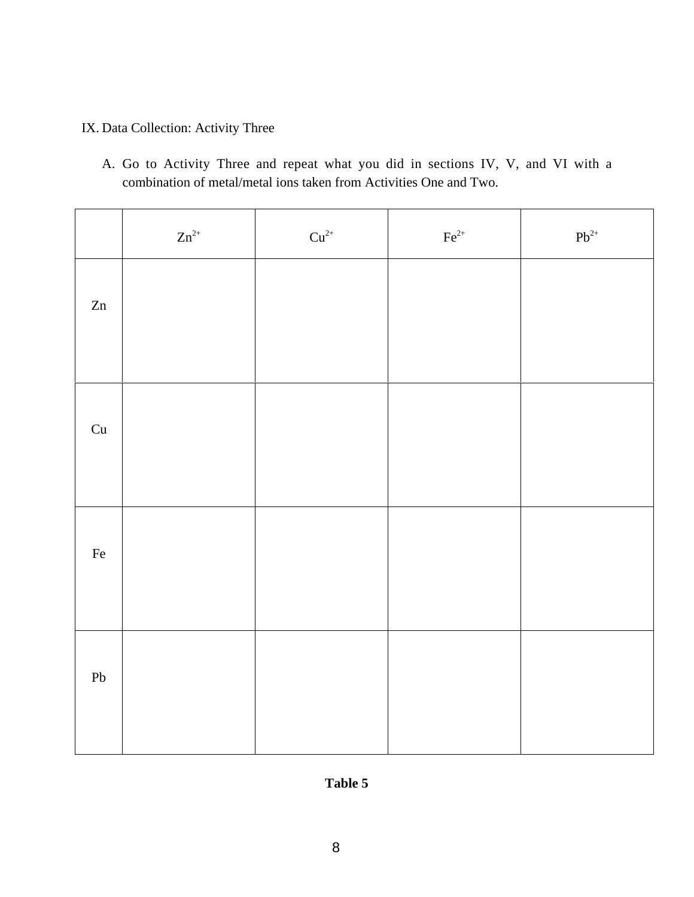IX. Data Collection: Activity Three

A. Go to Activity Three and repeat what you did in sections IV, V, and VI with a combination of metal/metal ions taken from Activities One and Two.

| | $Zn^{2+}$ | $Cu^{2+}$ | $Fe^{2+}$ | $Pb^{2+}$ |
|---|---|---|---|---|
| Zn | | | | |
| Cu | | | | |
| Fe | | | | |
| Pb | | | | |

**Table 5**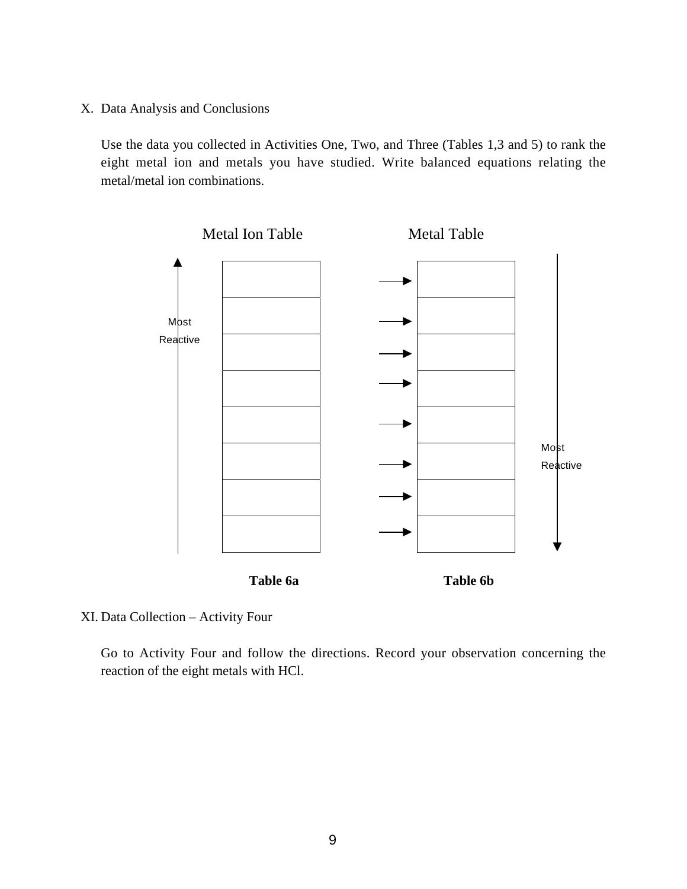X. Data Analysis and Conclusions

Use the data you collected in Activities One, Two, and Three (Tables 1,3 and 5) to rank the eight metal ion and metals you have studied. Write balanced equations relating the metal/metal ion combinations.

Metal Ion Table (Most Reactive ↑)

| |
|---|
| |
| |
| |
| |
| |
| |
| |
| |

**Table 6a**

Metal Table (Most Reactive ↓)

| |
|---|
| → |
| → |
| → |
| → |
| → |
| → |
| → |
| → |

**Table 6b**

XI. Data Collection – Activity Four

Go to Activity Four and follow the directions. Record your observation concerning the reaction of the eight metals with HCl.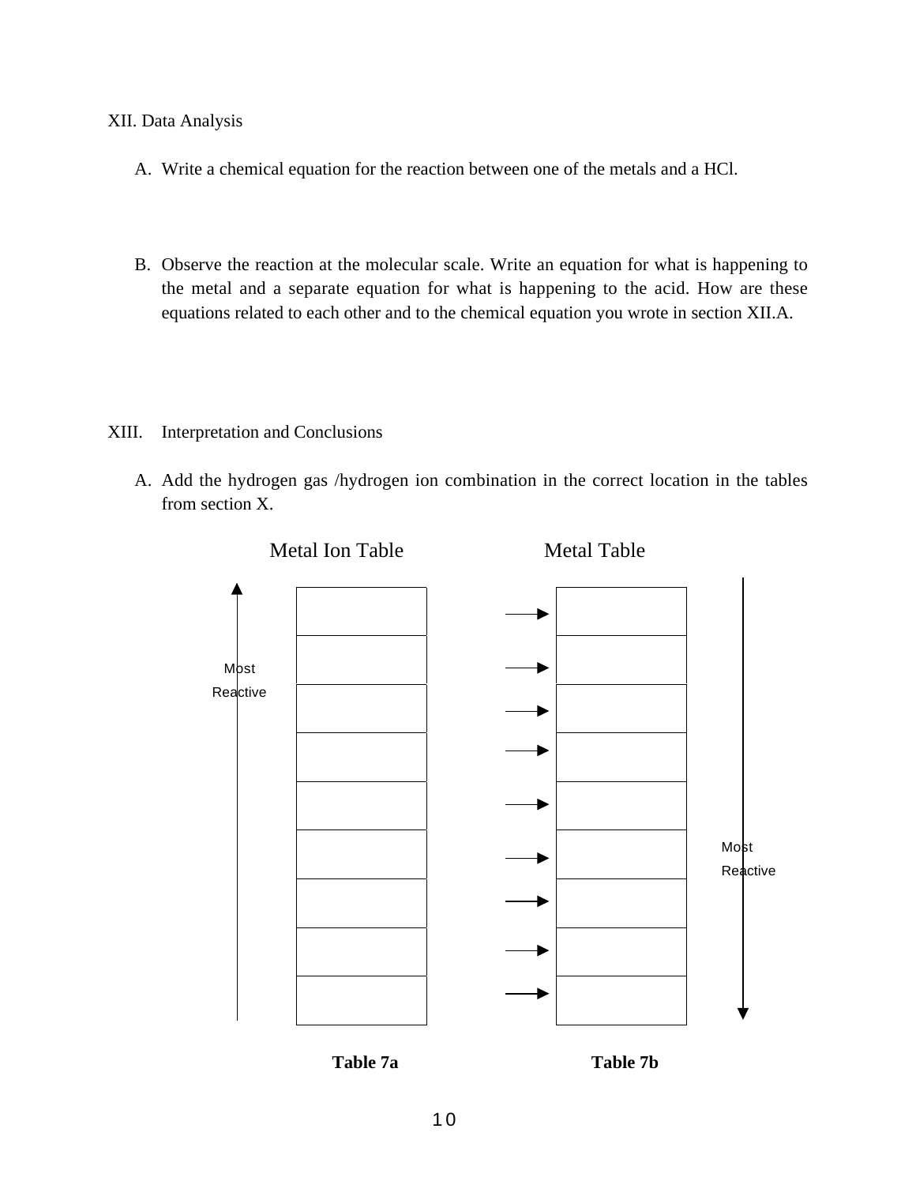XII. Data Analysis

A. Write a chemical equation for the reaction between one of the metals and a HCl.

B. Observe the reaction at the molecular scale. Write an equation for what is happening to the metal and a separate equation for what is happening to the acid. How are these equations related to each other and to the chemical equation you wrote in section XII.A.

XIII. Interpretation and Conclusions

A. Add the hydrogen gas /hydrogen ion combination in the correct location in the tables from section X.

| Metal Ion Table (↑ Most Reactive) |
|---|
| |
| |
| |
| |
| |
| |
| |
| |
| |

**Table 7a**

| Metal Table (↓ Most Reactive) |
|---|
| → |
| → |
| → |
| → |
| → |
| → |
| → |
| → |
| → |

**Table 7b**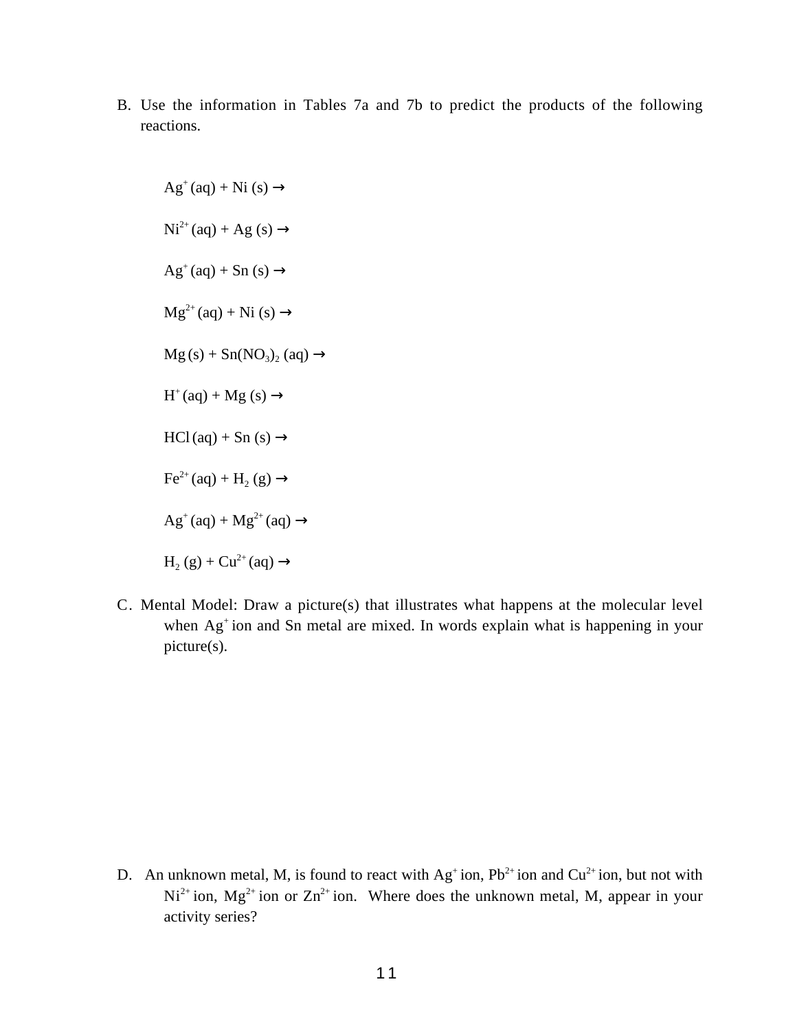B. Use the information in Tables 7a and 7b to predict the products of the following reactions.

$Ag^{+}$ (aq) + Ni (s) →

$Ni^{2+}$ (aq) + Ag (s) →

$Ag^{+}$ (aq) + Sn (s) →

$Mg^{2+}$ (aq) + Ni (s) →

Mg (s) + $Sn(NO_3)_2$ (aq) →

$H^{+}$ (aq) + Mg (s) →

HCl (aq) + Sn (s) →

$Fe^{2+}$ (aq) + $H_2$ (g) →

$Ag^{+}$ (aq) + $Mg^{2+}$ (aq) →

$H_2$ (g) + $Cu^{2+}$ (aq) →

C. Mental Model: Draw a picture(s) that illustrates what happens at the molecular level when $Ag^{+}$ ion and Sn metal are mixed. In words explain what is happening in your picture(s).

D. An unknown metal, M, is found to react with $Ag^{+}$ ion, $Pb^{2+}$ ion and $Cu^{2+}$ ion, but not with $Ni^{2+}$ ion, $Mg^{2+}$ ion or $Zn^{2+}$ ion. Where does the unknown metal, M, appear in your activity series?